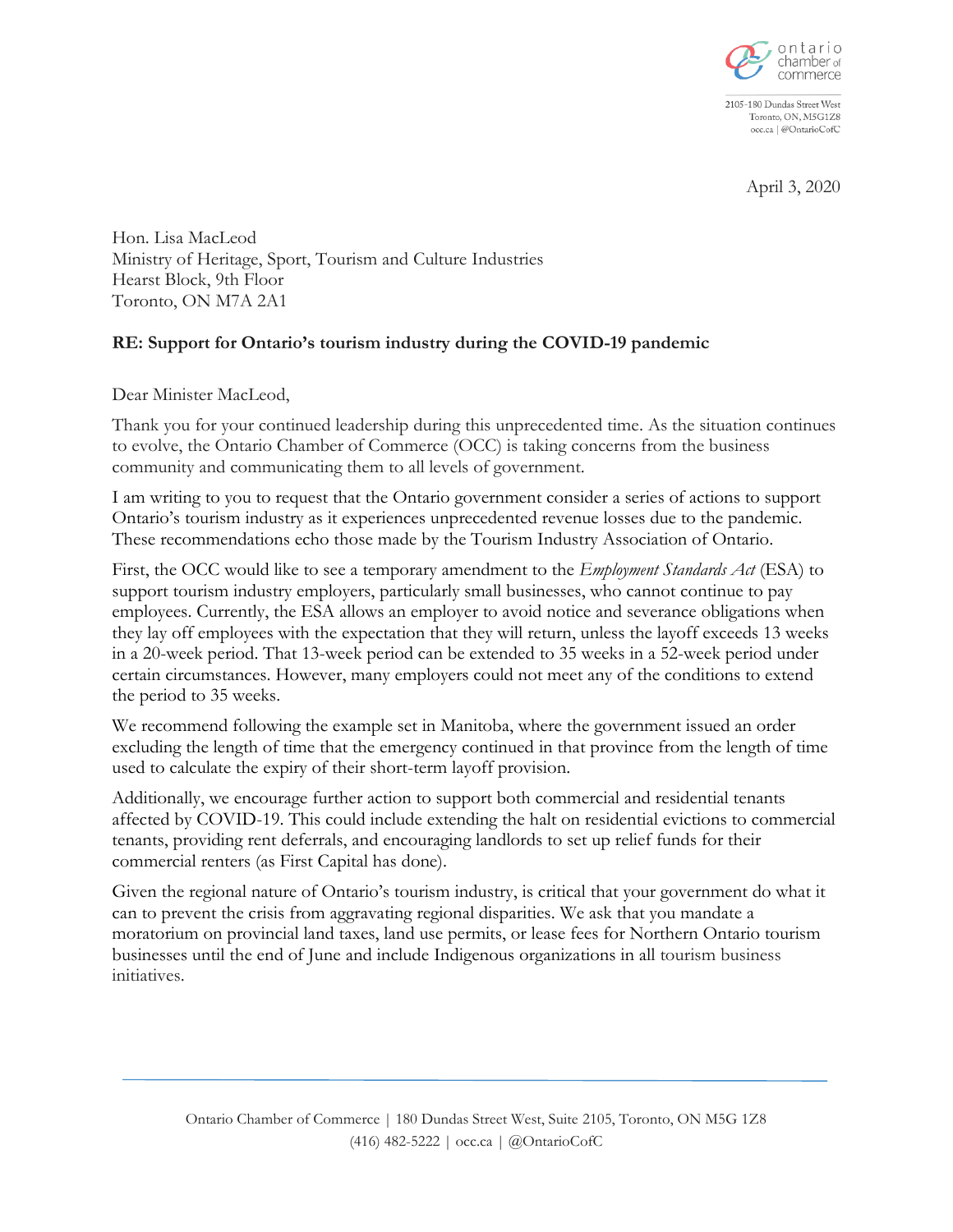ontario chamber of commerce

2105-180 Dundas Street West
Toronto, ON, M5G1Z8
occ.ca | @OntarioCofC

April 3, 2020

Hon. Lisa MacLeod
Ministry of Heritage, Sport, Tourism and Culture Industries
Hearst Block, 9th Floor
Toronto, ON M7A 2A1

**RE: Support for Ontario's tourism industry during the COVID-19 pandemic**

Dear Minister MacLeod,

Thank you for your continued leadership during this unprecedented time. As the situation continues to evolve, the Ontario Chamber of Commerce (OCC) is taking concerns from the business community and communicating them to all levels of government.

I am writing to you to request that the Ontario government consider a series of actions to support Ontario's tourism industry as it experiences unprecedented revenue losses due to the pandemic. These recommendations echo those made by the Tourism Industry Association of Ontario.

First, the OCC would like to see a temporary amendment to the *Employment Standards Act* (ESA) to support tourism industry employers, particularly small businesses, who cannot continue to pay employees. Currently, the ESA allows an employer to avoid notice and severance obligations when they lay off employees with the expectation that they will return, unless the layoff exceeds 13 weeks in a 20-week period. That 13-week period can be extended to 35 weeks in a 52-week period under certain circumstances. However, many employers could not meet any of the conditions to extend the period to 35 weeks.

We recommend following the example set in Manitoba, where the government issued an order excluding the length of time that the emergency continued in that province from the length of time used to calculate the expiry of their short-term layoff provision.

Additionally, we encourage further action to support both commercial and residential tenants affected by COVID-19. This could include extending the halt on residential evictions to commercial tenants, providing rent deferrals, and encouraging landlords to set up relief funds for their commercial renters (as First Capital has done).

Given the regional nature of Ontario's tourism industry, is critical that your government do what it can to prevent the crisis from aggravating regional disparities. We ask that you mandate a moratorium on provincial land taxes, land use permits, or lease fees for Northern Ontario tourism businesses until the end of June and include Indigenous organizations in all tourism business initiatives.

Ontario Chamber of Commerce | 180 Dundas Street West, Suite 2105, Toronto, ON M5G 1Z8
(416) 482-5222 | occ.ca | @OntarioCofC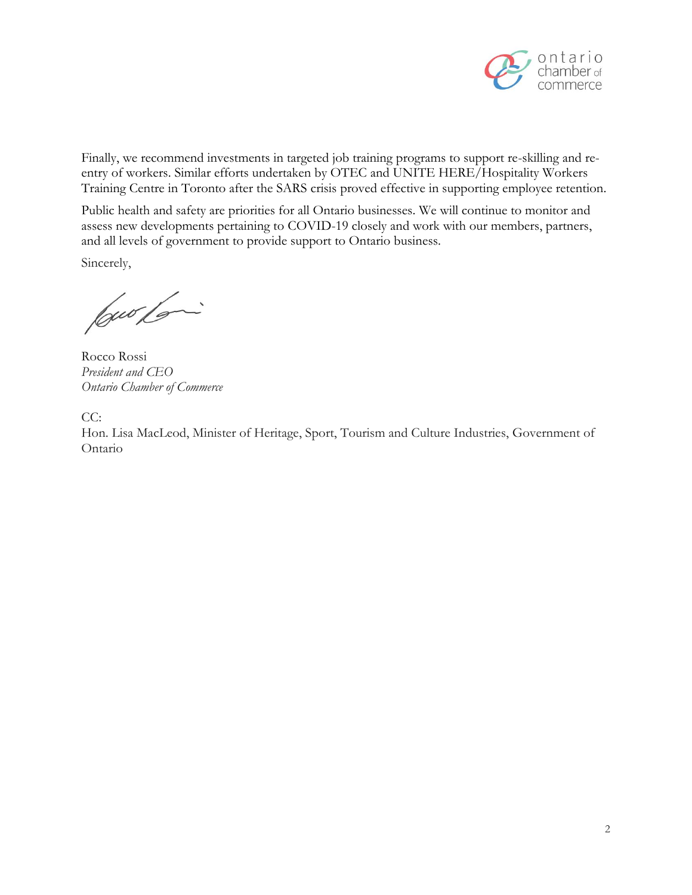Finally, we recommend investments in targeted job training programs to support re-skilling and re-entry of workers. Similar efforts undertaken by OTEC and UNITE HERE/Hospitality Workers Training Centre in Toronto after the SARS crisis proved effective in supporting employee retention.

Public health and safety are priorities for all Ontario businesses. We will continue to monitor and assess new developments pertaining to COVID-19 closely and work with our members, partners, and all levels of government to provide support to Ontario business.

Sincerely,

Rocco Rossi
*President and CEO*
*Ontario Chamber of Commerce*

CC:
Hon. Lisa MacLeod, Minister of Heritage, Sport, Tourism and Culture Industries, Government of Ontario